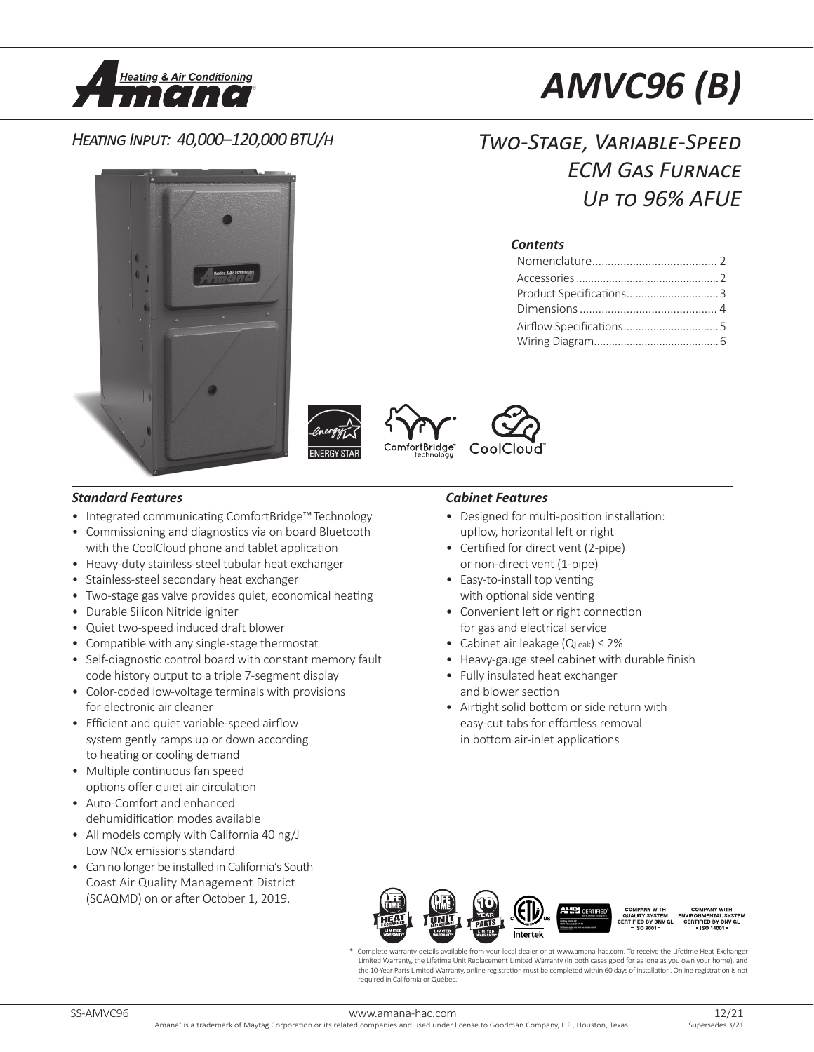# AMVC96 (B)

*Heating Input: 40,000–120,000 BTU/h*

## *Two-Stage, Variable-Speed ECM Gas Furnace Up to 96% AFUE*

### *Contents*

- Nomenclature........................................ 2
- Accessories ............................................... 2
- Product Specifications.............................. 3
- Dimensions ............................................ 4
- Airflow Specifications................................ 5
- Wiring Diagram.......................................... 6

ENERGY STAR

ComfortBridge™ technology

CoolCloud™

### *Standard Features*

- Integrated communicating ComfortBridge™ Technology
- Commissioning and diagnostics via on board Bluetooth with the CoolCloud phone and tablet application
- Heavy-duty stainless-steel tubular heat exchanger
- Stainless-steel secondary heat exchanger
- Two-stage gas valve provides quiet, economical heating
- Durable Silicon Nitride igniter
- Quiet two-speed induced draft blower
- Compatible with any single-stage thermostat
- Self-diagnostic control board with constant memory fault code history output to a triple 7-segment display
- Color-coded low-voltage terminals with provisions for electronic air cleaner
- Efficient and quiet variable-speed airflow system gently ramps up or down according to heating or cooling demand
- Multiple continuous fan speed options offer quiet air circulation
- Auto-Comfort and enhanced dehumidification modes available
- All models comply with California 40 ng/J Low NOx emissions standard
- Can no longer be installed in California's South Coast Air Quality Management District (SCAQMD) on or after October 1, 2019.

### *Cabinet Features*

- Designed for multi-position installation: upflow, horizontal left or right
- Certified for direct vent (2-pipe) or non-direct vent (1-pipe)
- Easy-to-install top venting with optional side venting
- Convenient left or right connection for gas and electrical service
- Cabinet air leakage ($Q_{Leak}$) ≤ 2%
- Heavy-gauge steel cabinet with durable finish
- Fully insulated heat exchanger and blower section
- Airtight solid bottom or side return with easy-cut tabs for effortless removal in bottom air-inlet applications

LIFETIME HEAT EXCHANGER LIMITED WARRANTY* | LIFETIME UNIT REPLACEMENT LIMITED WARRANTY* | 10 YEAR PARTS LIMITED WARRANTY* | Intertek | AHRI CERTIFIED® | COMPANY WITH QUALITY SYSTEM CERTIFIED BY DNV GL = ISO 9001 = | COMPANY WITH ENVIRONMENTAL SYSTEM CERTIFIED BY DNV GL = ISO 14001 =

\* Complete warranty details available from your local dealer or at www.amana-hac.com. To receive the Lifetime Heat Exchanger Limited Warranty, the Lifetime Unit Replacement Limited Warranty (in both cases good for as long as you own your home), and the 10-Year Parts Limited Warranty, online registration must be completed within 60 days of installation. Online registration is not required in California or Québec.

SS-AMVC96 www.amana-hac.com 12/21 Supersedes 3/21

Amana® is a trademark of Maytag Corporation or its related companies and used under license to Goodman Company, L.P., Houston, Texas.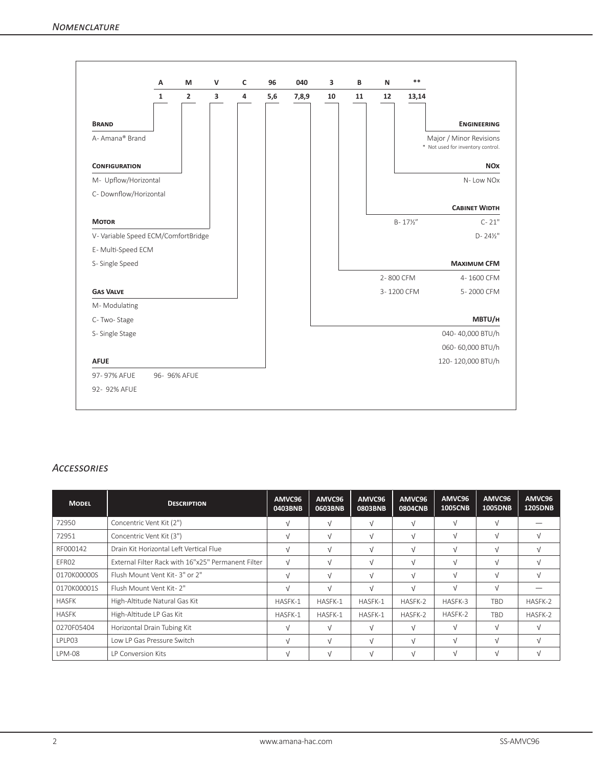## Nomenclature

| A | M | V | C | 96 | 040 | 3 | B | N | ** |
|---|---|---|---|---|---|---|---|---|---|
| 1 | 2 | 3 | 4 | 5,6 | 7,8,9 | 10 | 11 | 12 | 13,14 |

**Brand**

A- Amana® Brand

**Configuration**

M- Upflow/Horizontal

C- Downflow/Horizontal

**Motor**

V- Variable Speed ECM/ComfortBridge

E- Multi-Speed ECM

S- Single Speed

**Gas Valve**

M- Modulating

C- Two- Stage

S- Single Stage

**AFUE**

97- 97% AFUE

96- 96% AFUE

92- 92% AFUE

**Engineering**

Major / Minor Revisions

* Not used for inventory control.

**NOx**

N- Low NOx

**Cabinet Width**

B- 17½"

C- 21"

D- 24½"

**Maximum CFM**

2- 800 CFM

3- 1200 CFM

4- 1600 CFM

5- 2000 CFM

**MBTU/h**

040- 40,000 BTU/h

060- 60,000 BTU/h

120- 120,000 BTU/h

## Accessories

| Model | Description | AMVC96 0403BNB | AMVC96 0603BNB | AMVC96 0803BNB | AMVC96 0804CNB | AMVC96 1005CNB | AMVC96 1005DNB | AMVC96 1205DNB |
|---|---|---|---|---|---|---|---|---|
| 72950 | Concentric Vent Kit (2") | √ | √ | √ | √ | √ | √ | — |
| 72951 | Concentric Vent Kit (3") | √ | √ | √ | √ | √ | √ | √ |
| RF000142 | Drain Kit Horizontal Left Vertical Flue | √ | √ | √ | √ | √ | √ | √ |
| EFR02 | External Filter Rack with 16"x25" Permanent Filter | √ | √ | √ | √ | √ | √ | √ |
| 0170K00000S | Flush Mount Vent Kit- 3" or 2" | √ | √ | √ | √ | √ | √ | √ |
| 0170K00001S | Flush Mount Vent Kit- 2" | √ | √ | √ | √ | √ | √ | — |
| HASFK | High-Altitude Natural Gas Kit | HASFK-1 | HASFK-1 | HASFK-1 | HASFK-2 | HASFK-3 | TBD | HASFK-2 |
| HASFK | High-Altitude LP Gas Kit | HASFK-1 | HASFK-1 | HASFK-1 | HASFK-2 | HASFK-2 | TBD | HASFK-2 |
| 0270F05404 | Horizontal Drain Tubing Kit | √ | √ | √ | √ | √ | √ | √ |
| LPLP03 | Low LP Gas Pressure Switch | √ | √ | √ | √ | √ | √ | √ |
| LPM-08 | LP Conversion Kits | √ | √ | √ | √ | √ | √ | √ |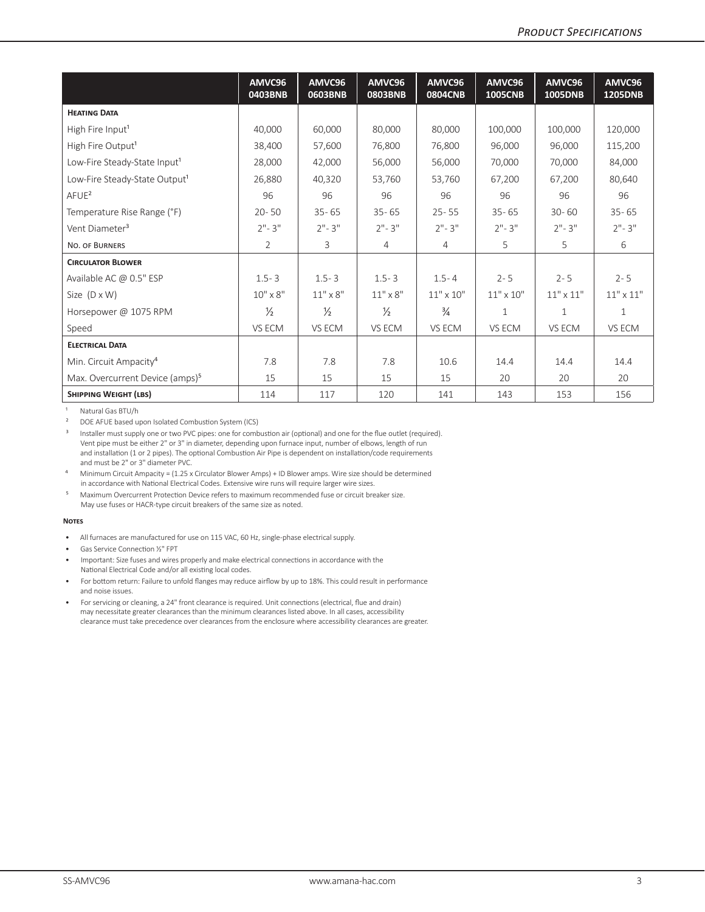| | AMVC96 0403BNB | AMVC96 0603BNB | AMVC96 0803BNB | AMVC96 0804CNB | AMVC96 1005CNB | AMVC96 1005DNB | AMVC96 1205DNB |
|---|---|---|---|---|---|---|---|
| **Heating Data** | | | | | | | |
| High Fire Input[1] | 40,000 | 60,000 | 80,000 | 80,000 | 100,000 | 100,000 | 120,000 |
| High Fire Output[1] | 38,400 | 57,600 | 76,800 | 76,800 | 96,000 | 96,000 | 115,200 |
| Low-Fire Steady-State Input[1] | 28,000 | 42,000 | 56,000 | 56,000 | 70,000 | 70,000 | 84,000 |
| Low-Fire Steady-State Output[1] | 26,880 | 40,320 | 53,760 | 53,760 | 67,200 | 67,200 | 80,640 |
| AFUE[2] | 96 | 96 | 96 | 96 | 96 | 96 | 96 |
| Temperature Rise Range (°F) | 20- 50 | 35- 65 | 35- 65 | 25- 55 | 35- 65 | 30- 60 | 35- 65 |
| Vent Diameter[3] | 2"- 3" | 2"- 3" | 2"- 3" | 2"- 3" | 2"- 3" | 2"- 3" | 2"- 3" |
| No. of Burners | 2 | 3 | 4 | 4 | 5 | 5 | 6 |
| **Circulator Blower** | | | | | | | |
| Available AC @ 0.5" ESP | 1.5- 3 | 1.5- 3 | 1.5- 3 | 1.5- 4 | 2- 5 | 2- 5 | 2- 5 |
| Size (D x W) | 10" x 8" | 11" x 8" | 11" x 8" | 11" x 10" | 11" x 10" | 11" x 11" | 11" x 11" |
| Horsepower @ 1075 RPM | ½ | ½ | ½ | ¾ | 1 | 1 | 1 |
| Speed | VS ECM | VS ECM | VS ECM | VS ECM | VS ECM | VS ECM | VS ECM |
| **Electrical Data** | | | | | | | |
| Min. Circuit Ampacity[4] | 7.8 | 7.8 | 7.8 | 10.6 | 14.4 | 14.4 | 14.4 |
| Max. Overcurrent Device (amps)[5] | 15 | 15 | 15 | 15 | 20 | 20 | 20 |
| **Shipping Weight (lbs)** | 114 | 117 | 120 | 141 | 143 | 153 | 156 |

[1] Natural Gas BTU/h

[2] DOE AFUE based upon Isolated Combustion System (ICS)

[3] Installer must supply one or two PVC pipes: one for combustion air (optional) and one for the flue outlet (required). Vent pipe must be either 2" or 3" in diameter, depending upon furnace input, number of elbows, length of run and installation (1 or 2 pipes). The optional Combustion Air Pipe is dependent on installation/code requirements and must be 2" or 3" diameter PVC.

[4] Minimum Circuit Ampacity = (1.25 x Circulator Blower Amps) + ID Blower amps. Wire size should be determined in accordance with National Electrical Codes. Extensive wire runs will require larger wire sizes.

[5] Maximum Overcurrent Protection Device refers to maximum recommended fuse or circuit breaker size. May use fuses or HACR-type circuit breakers of the same size as noted.

**Notes**

- All furnaces are manufactured for use on 115 VAC, 60 Hz, single-phase electrical supply.
- Gas Service Connection ½" FPT
- Important: Size fuses and wires properly and make electrical connections in accordance with the National Electrical Code and/or all existing local codes.
- For bottom return: Failure to unfold flanges may reduce airflow by up to 18%. This could result in performance and noise issues.
- For servicing or cleaning, a 24" front clearance is required. Unit connections (electrical, flue and drain) may necessitate greater clearances than the minimum clearances listed above. In all cases, accessibility clearance must take precedence over clearances from the enclosure where accessibility clearances are greater.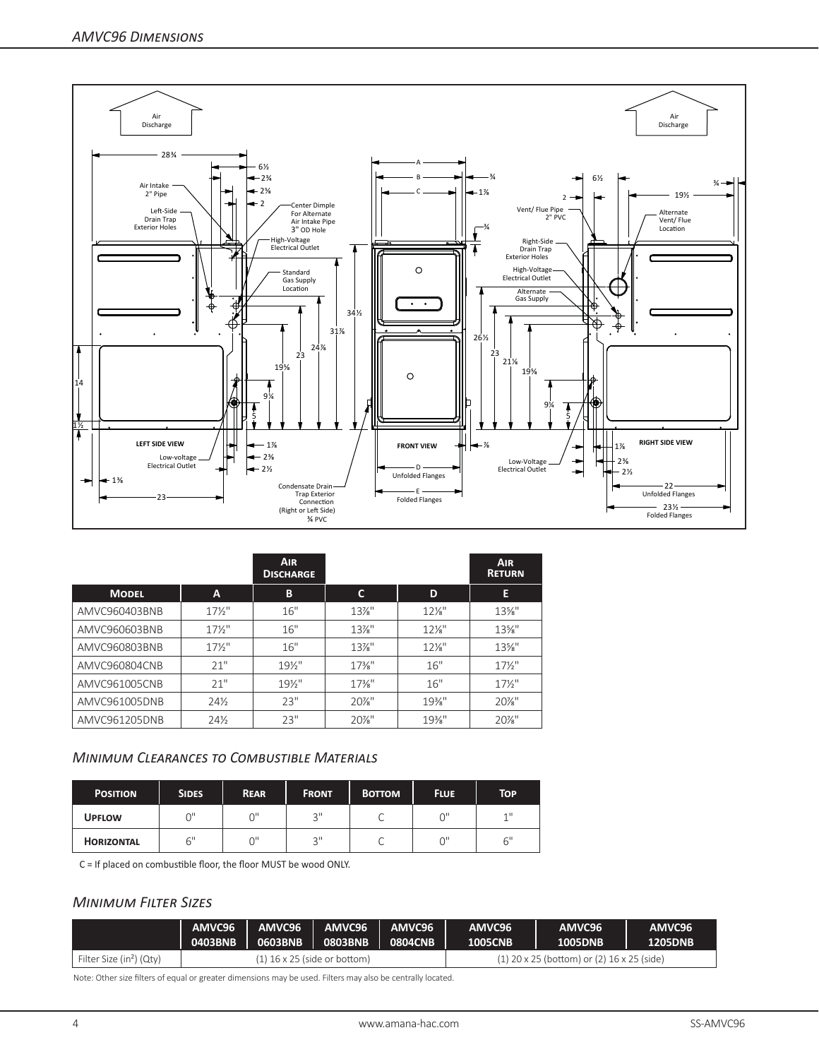## AMVC96 Dimensions

Air Discharge

Air Discharge

28¾ | 6½ | 2¾ | 2⅜ | 2

Air Intake 2" Pipe

Left-Side Drain Trap Exterior Holes

Center Dimple For Alternate Air Intake Pipe 3" OD Hole

High-Voltage Electrical Outlet

Standard Gas Supply Location

Low-voltage Electrical Outlet

Condensate Drain Trap Exterior Connection (Right or Left Side) ¾ PVC

14 | 1½ | 1⅜ | 23 | 19⅝ | 23 | 24⅞ | 31⅞ | 34½ | 9¼ | 5 | 1⅞ | 2⅜ | 2½

LEFT SIDE VIEW

A | B | C | ¾ | 1⅞ | ¾ | ⅞

FRONT VIEW

D Unfolded Flanges

E Folded Flanges

6½ | 2 | ¾ | 19½

Vent/ Flue Pipe 2" PVC

Alternate Vent/ Flue Location

Right-Side Drain Trap Exterior Holes

High-Voltage Electrical Outlet

Alternate Gas Supply

Low-Voltage Electrical Outlet

26½ | 23 | 21⅞ | 19⅝ | 9¼ | 5 | 1⅞ | 2⅜ | 2½

RIGHT SIDE VIEW

22 Unfolded Flanges

23½ Folded Flanges

| | | Air Discharge | | | Air Return |
|---|---|---|---|---|---|
| **Model** | **A** | **B** | **C** | **D** | **E** |
| AMVC960403BNB | 17½" | 16" | 13⅞" | 12⅛" | 13⅝" |
| AMVC960603BNB | 17½" | 16" | 13⅞" | 12⅛" | 13⅝" |
| AMVC960803BNB | 17½" | 16" | 13⅞" | 12⅛" | 13⅝" |
| AMVC960804CNB | 21" | 19½" | 17⅜" | 16" | 17½" |
| AMVC961005CNB | 21" | 19½" | 17⅜" | 16" | 17½" |
| AMVC961005DNB | 24½ | 23" | 20⅞" | 19⅜" | 20⅞" |
| AMVC961205DNB | 24½ | 23" | 20⅞" | 19⅜" | 20⅞" |

## Minimum Clearances to Combustible Materials

| Position | Sides | Rear | Front | Bottom | Flue | Top |
|---|---|---|---|---|---|---|
| **Upflow** | 0" | 0" | 3" | C | 0" | 1" |
| **Horizontal** | 6" | 0" | 3" | C | 0" | 6" |

C = If placed on combustible floor, the floor MUST be wood ONLY.

## Minimum Filter Sizes

| | AMVC96 0403BNB | AMVC96 0603BNB | AMVC96 0803BNB | AMVC96 0804CNB | AMVC96 1005CNB | AMVC96 1005DNB | AMVC96 1205DNB |
|---|---|---|---|---|---|---|---|
| Filter Size (in²) (Qty) | (1) 16 x 25 (side or bottom) | | | | (1) 20 x 25 (bottom) or (2) 16 x 25 (side) | | |

Note: Other size filters of equal or greater dimensions may be used. Filters may also be centrally located.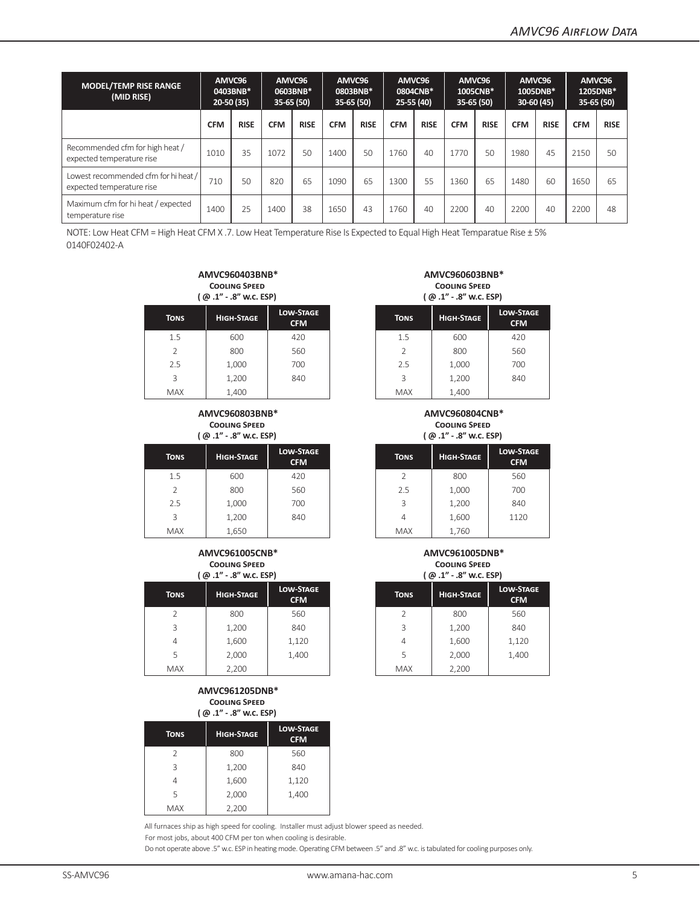## AMVC96 Airflow Data

| MODEL/TEMP RISE RANGE (MID RISE) | AMVC96 0403BNB* 20-50 (35) | | AMVC96 0603BNB* 35-65 (50) | | AMVC96 0803BNB* 35-65 (50) | | AMVC96 0804CNB* 25-55 (40) | | AMVC96 1005CNB* 35-65 (50) | | AMVC96 1005DNB* 30-60 (45) | | AMVC96 1205DNB* 35-65 (50) | |
|---|---|---|---|---|---|---|---|---|---|---|---|---|---|---|
| | CFM | RISE | CFM | RISE | CFM | RISE | CFM | RISE | CFM | RISE | CFM | RISE | CFM | RISE |
| Recommended cfm for high heat / expected temperature rise | 1010 | 35 | 1072 | 50 | 1400 | 50 | 1760 | 40 | 1770 | 50 | 1980 | 45 | 2150 | 50 |
| Lowest recommended cfm for hi heat / expected temperature rise | 710 | 50 | 820 | 65 | 1090 | 65 | 1300 | 55 | 1360 | 65 | 1480 | 60 | 1650 | 65 |
| Maximum cfm for hi heat / expected temperature rise | 1400 | 25 | 1400 | 38 | 1650 | 43 | 1760 | 40 | 2200 | 40 | 2200 | 40 | 2200 | 48 |

NOTE: Low Heat CFM = High Heat CFM X .7. Low Heat Temperature Rise Is Expected to Equal High Heat Temparatue Rise ± 5%
0140F02402-A

**AMVC960403BNB***
**Cooling Speed**
**( @ .1" - .8" w.c. ESP)**

| Tons | High-Stage | Low-Stage CFM |
|---|---|---|
| 1.5 | 600 | 420 |
| 2 | 800 | 560 |
| 2.5 | 1,000 | 700 |
| 3 | 1,200 | 840 |
| MAX | 1,400 | |

**AMVC960603BNB***
**Cooling Speed**
**( @ .1" - .8" w.c. ESP)**

| Tons | High-Stage | Low-Stage CFM |
|---|---|---|
| 1.5 | 600 | 420 |
| 2 | 800 | 560 |
| 2.5 | 1,000 | 700 |
| 3 | 1,200 | 840 |
| MAX | 1,400 | |

**AMVC960803BNB***
**Cooling Speed**
**( @ .1" - .8" w.c. ESP)**

| Tons | High-Stage | Low-Stage CFM |
|---|---|---|
| 1.5 | 600 | 420 |
| 2 | 800 | 560 |
| 2.5 | 1,000 | 700 |
| 3 | 1,200 | 840 |
| MAX | 1,650 | |

**AMVC960804CNB***
**Cooling Speed**
**( @ .1" - .8" w.c. ESP)**

| Tons | High-Stage | Low-Stage CFM |
|---|---|---|
| 2 | 800 | 560 |
| 2.5 | 1,000 | 700 |
| 3 | 1,200 | 840 |
| 4 | 1,600 | 1120 |
| MAX | 1,760 | |

**AMVC961005CNB***
**Cooling Speed**
**( @ .1" - .8" w.c. ESP)**

| Tons | High-Stage | Low-Stage CFM |
|---|---|---|
| 2 | 800 | 560 |
| 3 | 1,200 | 840 |
| 4 | 1,600 | 1,120 |
| 5 | 2,000 | 1,400 |
| MAX | 2,200 | |

**AMVC961005DNB***
**Cooling Speed**
**( @ .1" - .8" w.c. ESP)**

| Tons | High-Stage | Low-Stage CFM |
|---|---|---|
| 2 | 800 | 560 |
| 3 | 1,200 | 840 |
| 4 | 1,600 | 1,120 |
| 5 | 2,000 | 1,400 |
| MAX | 2,200 | |

**AMVC961205DNB***
**Cooling Speed**
**( @ .1" - .8" w.c. ESP)**

| Tons | High-Stage | Low-Stage CFM |
|---|---|---|
| 2 | 800 | 560 |
| 3 | 1,200 | 840 |
| 4 | 1,600 | 1,120 |
| 5 | 2,000 | 1,400 |
| MAX | 2,200 | |

All furnaces ship as high speed for cooling. Installer must adjust blower speed as needed.

For most jobs, about 400 CFM per ton when cooling is desirable.

Do not operate above .5" w.c. ESP in heating mode. Operating CFM between .5" and .8" w.c. is tabulated for cooling purposes only.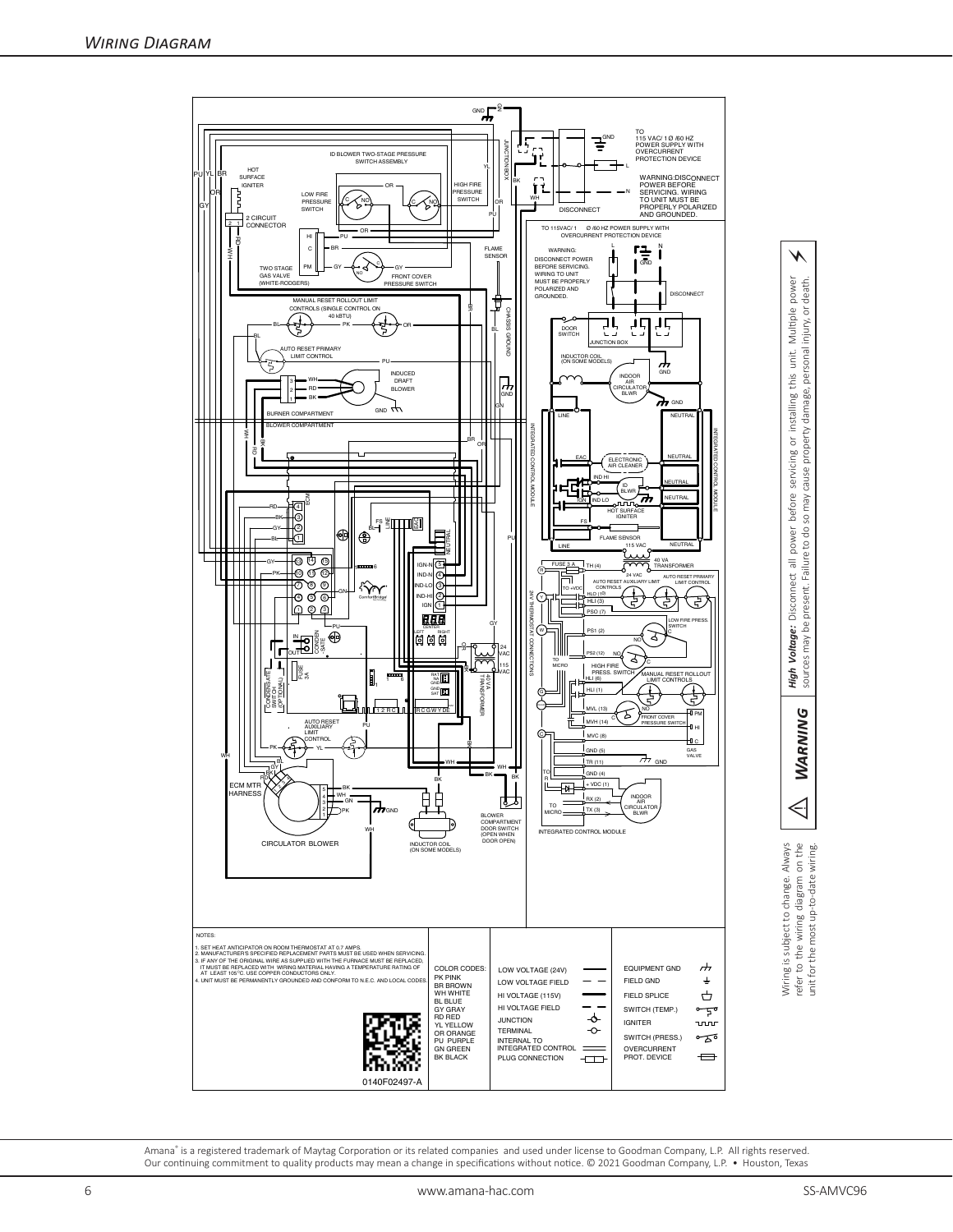## Wiring Diagram

NOTES:

1. SET HEAT ANTICIPATOR ON ROOM THERMOSTAT AT 0.7 AMPS.
2. MANUFACTURER'S SPECIFIED REPLACEMENT PARTS MUST BE USED WHEN SERVICING.
3. IF ANY OF THE ORIGINAL WIRE AS SUPPLIED WITH THE FURNACE MUST BE REPLACED, IT MUST BE REPLACED WITH WIRING MATERIAL HAVING A TEMPERATURE RATING OF AT LEAST 105°C. USE COPPER CONDUCTORS ONLY.
4. UNIT MUST BE PERMANENTLY GROUNDED AND CONFORM TO N.E.C. AND LOCAL CODES.

COLOR CODES:
PK PINK
BR BROWN
WH WHITE
BL BLUE
GY GRAY
RD RED
YL YELLOW
OR ORANGE
PU PURPLE
GN GREEN
BK BLACK

LOW VOLTAGE (24V)
LOW VOLTAGE FIELD
HI VOLTAGE (115V)
HI VOLTAGE FIELD
JUNCTION
TERMINAL
INTERNAL TO INTEGRATED CONTROL
PLUG CONNECTION

EQUIPMENT GND
FIELD GND
FIELD SPLICE
SWITCH (TEMP.)
IGNITER
SWITCH (PRESS.)
OVERCURRENT PROT. DEVICE

0140F02497-A

⚠ **WARNING**

***High Voltage:*** Disconnect all power before servicing or installing this unit. Multiple power sources may be present. Failure to do so may cause property damage, personal injury, or death.

Wiring is subject to change. Always refer to the wiring diagram on the unit for the most up-to-date wiring.

Amana® is a registered trademark of Maytag Corporation or its related companies and used under license to Goodman Company, L.P. All rights reserved.
Our continuing commitment to quality products may mean a change in specifications without notice. © 2021 Goodman Company, L.P. • Houston, Texas

www.amana-hac.com